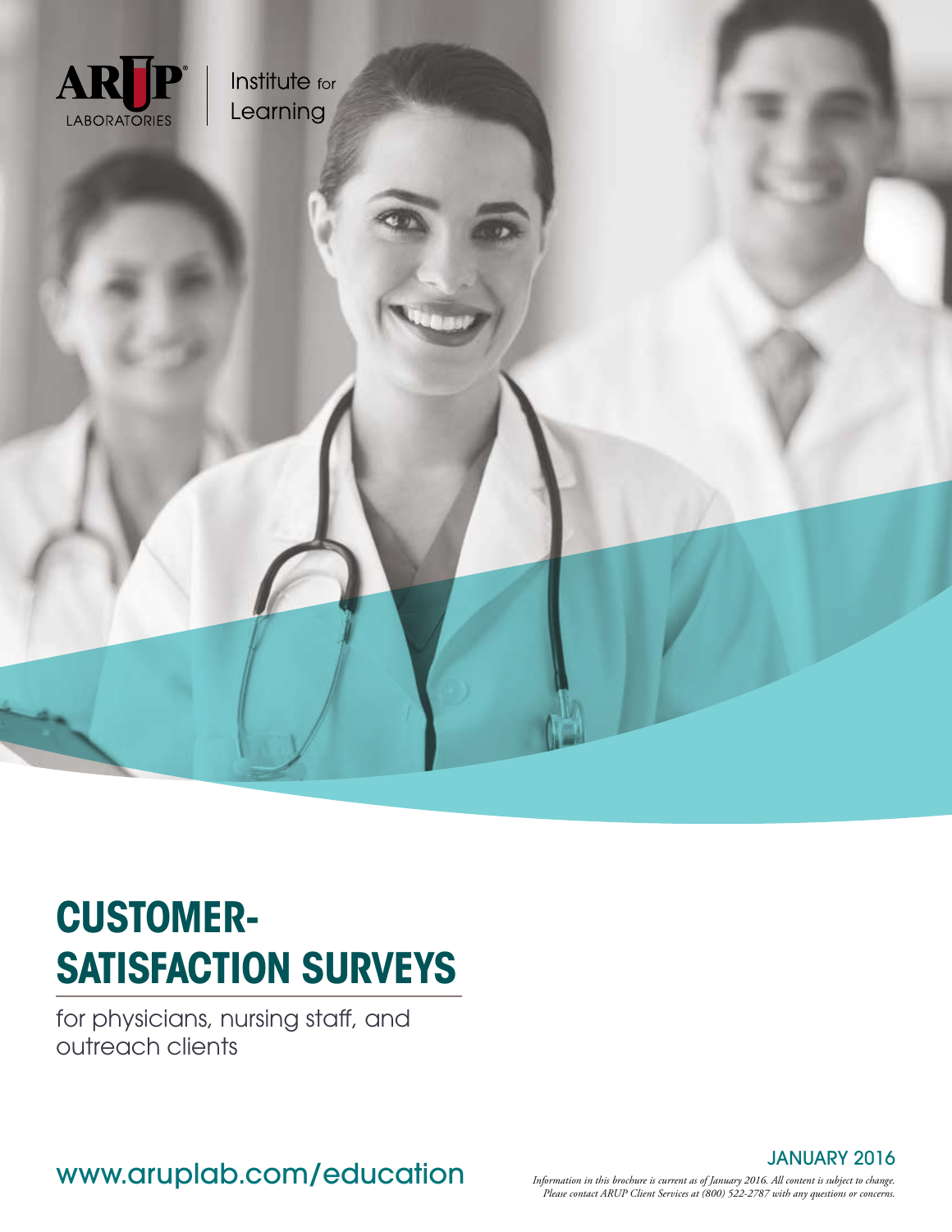ARUP LABORATORIES | Institute for Learning

# CUSTOMER-SATISFACTION SURVEYS

for physicians, nursing staff, and outreach clients

www.aruplab.com/education

JANUARY 2016

*Information in this brochure is current as of January 2016. All content is subject to change. Please contact ARUP Client Services at (800) 522-2787 with any questions or concerns.*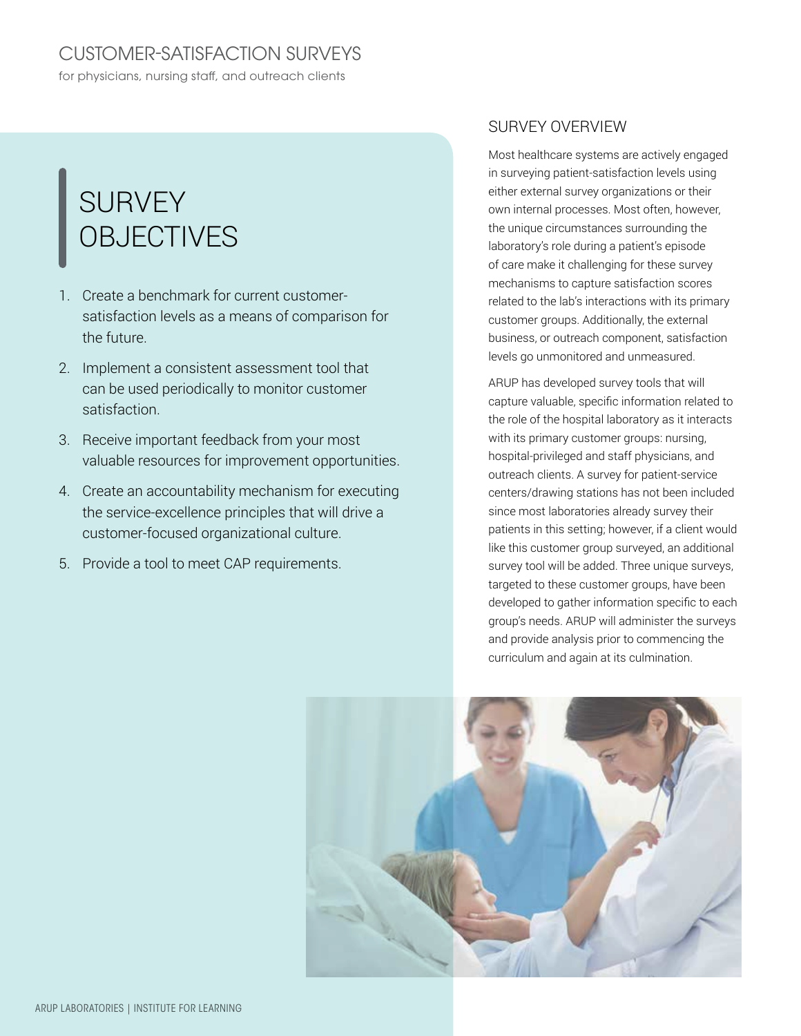# CUSTOMER-SATISFACTION SURVEYS

for physicians, nursing staff, and outreach clients

## SURVEY OBJECTIVES

1. Create a benchmark for current customer-satisfaction levels as a means of comparison for the future.
2. Implement a consistent assessment tool that can be used periodically to monitor customer satisfaction.
3. Receive important feedback from your most valuable resources for improvement opportunities.
4. Create an accountability mechanism for executing the service-excellence principles that will drive a customer-focused organizational culture.
5. Provide a tool to meet CAP requirements.

## SURVEY OVERVIEW

Most healthcare systems are actively engaged in surveying patient-satisfaction levels using either external survey organizations or their own internal processes. Most often, however, the unique circumstances surrounding the laboratory's role during a patient's episode of care make it challenging for these survey mechanisms to capture satisfaction scores related to the lab's interactions with its primary customer groups. Additionally, the external business, or outreach component, satisfaction levels go unmonitored and unmeasured.

ARUP has developed survey tools that will capture valuable, specific information related to the role of the hospital laboratory as it interacts with its primary customer groups: nursing, hospital-privileged and staff physicians, and outreach clients. A survey for patient-service centers/drawing stations has not been included since most laboratories already survey their patients in this setting; however, if a client would like this customer group surveyed, an additional survey tool will be added. Three unique surveys, targeted to these customer groups, have been developed to gather information specific to each group's needs. ARUP will administer the surveys and provide analysis prior to commencing the curriculum and again at its culmination.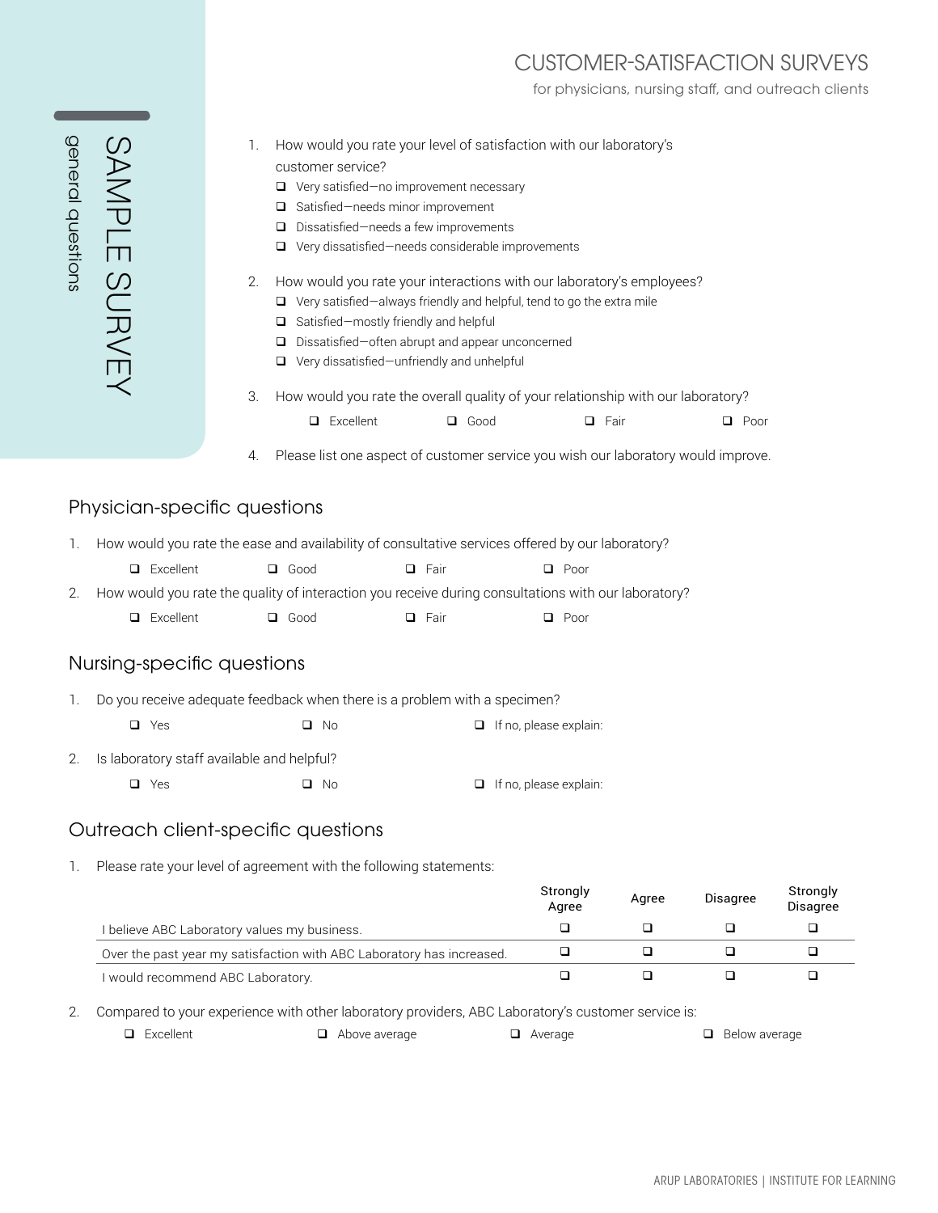# CUSTOMER-SATISFACTION SURVEYS

for physicians, nursing staff, and outreach clients

## SAMPLE SURVEY

general questions

1. How would you rate your level of satisfaction with our laboratory's customer service?
   - ❑ Very satisfied—no improvement necessary
   - ❑ Satisfied—needs minor improvement
   - ❑ Dissatisfied—needs a few improvements
   - ❑ Very dissatisfied—needs considerable improvements

2. How would you rate your interactions with our laboratory's employees?
   - ❑ Very satisfied—always friendly and helpful, tend to go the extra mile
   - ❑ Satisfied—mostly friendly and helpful
   - ❑ Dissatisfied—often abrupt and appear unconcerned
   - ❑ Very dissatisfied—unfriendly and unhelpful

3. How would you rate the overall quality of your relationship with our laboratory?

   ❑ Excellent ❑ Good ❑ Fair ❑ Poor

4. Please list one aspect of customer service you wish our laboratory would improve.

## Physician-specific questions

1. How would you rate the ease and availability of consultative services offered by our laboratory?

   ❑ Excellent ❑ Good ❑ Fair ❑ Poor

2. How would you rate the quality of interaction you receive during consultations with our laboratory?

   ❑ Excellent ❑ Good ❑ Fair ❑ Poor

## Nursing-specific questions

1. Do you receive adequate feedback when there is a problem with a specimen?

   ❑ Yes ❑ No ❑ If no, please explain:

2. Is laboratory staff available and helpful?

   ❑ Yes ❑ No ❑ If no, please explain:

## Outreach client-specific questions

1. Please rate your level of agreement with the following statements:

| | Strongly Agree | Agree | Disagree | Strongly Disagree |
|---|---|---|---|---|
| I believe ABC Laboratory values my business. | ❑ | ❑ | ❑ | ❑ |
| Over the past year my satisfaction with ABC Laboratory has increased. | ❑ | ❑ | ❑ | ❑ |
| I would recommend ABC Laboratory. | ❑ | ❑ | ❑ | ❑ |

2. Compared to your experience with other laboratory providers, ABC Laboratory's customer service is:

   ❑ Excellent ❑ Above average ❑ Average ❑ Below average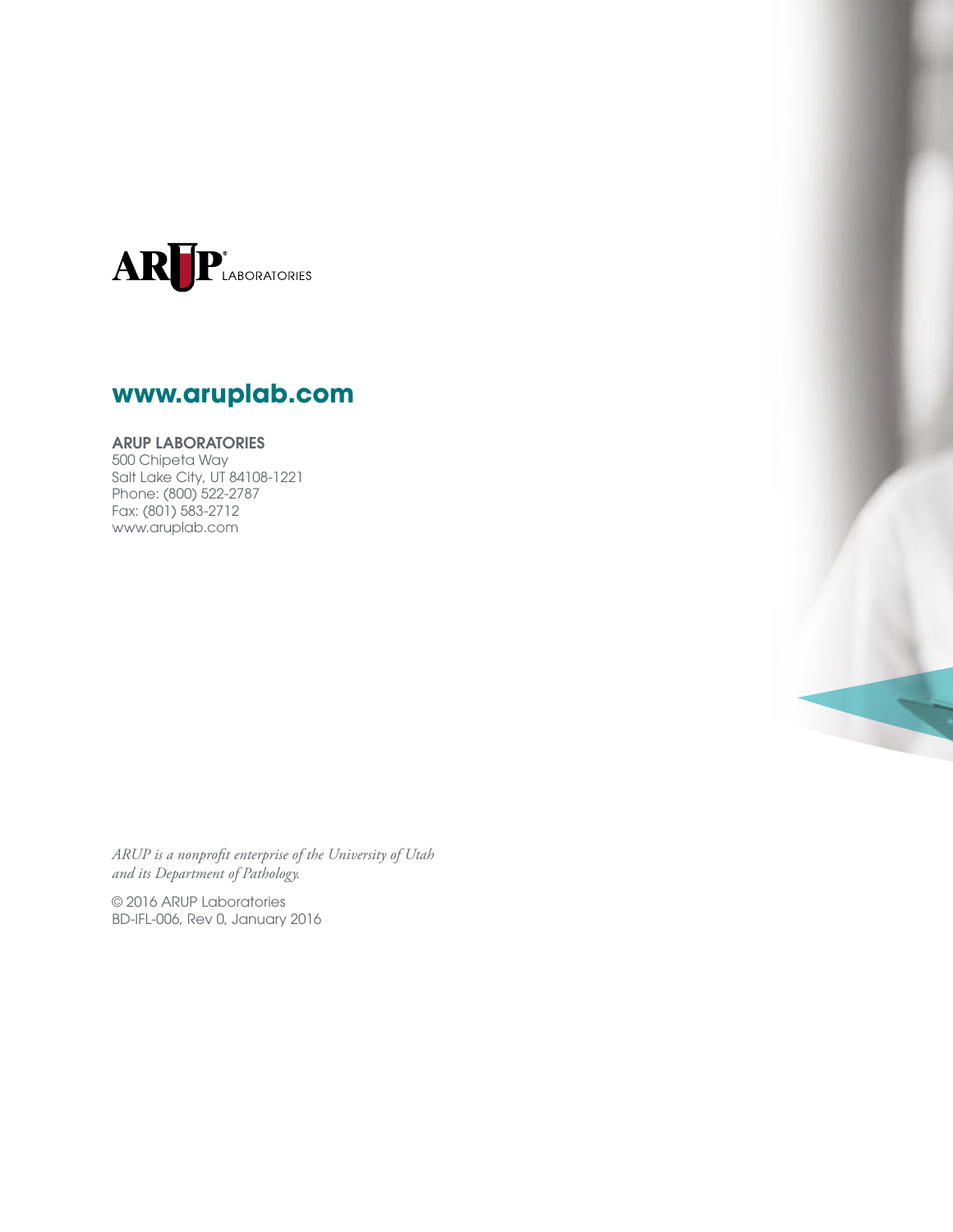ARUP LABORATORIES

**www.aruplab.com**

**ARUP LABORATORIES**
500 Chipeta Way
Salt Lake City, UT 84108-1221
Phone: (800) 522-2787
Fax: (801) 583-2712
www.aruplab.com

*ARUP is a nonprofit enterprise of the University of Utah and its Department of Pathology.*

© 2016 ARUP Laboratories
BD-IFL-006, Rev 0, January 2016